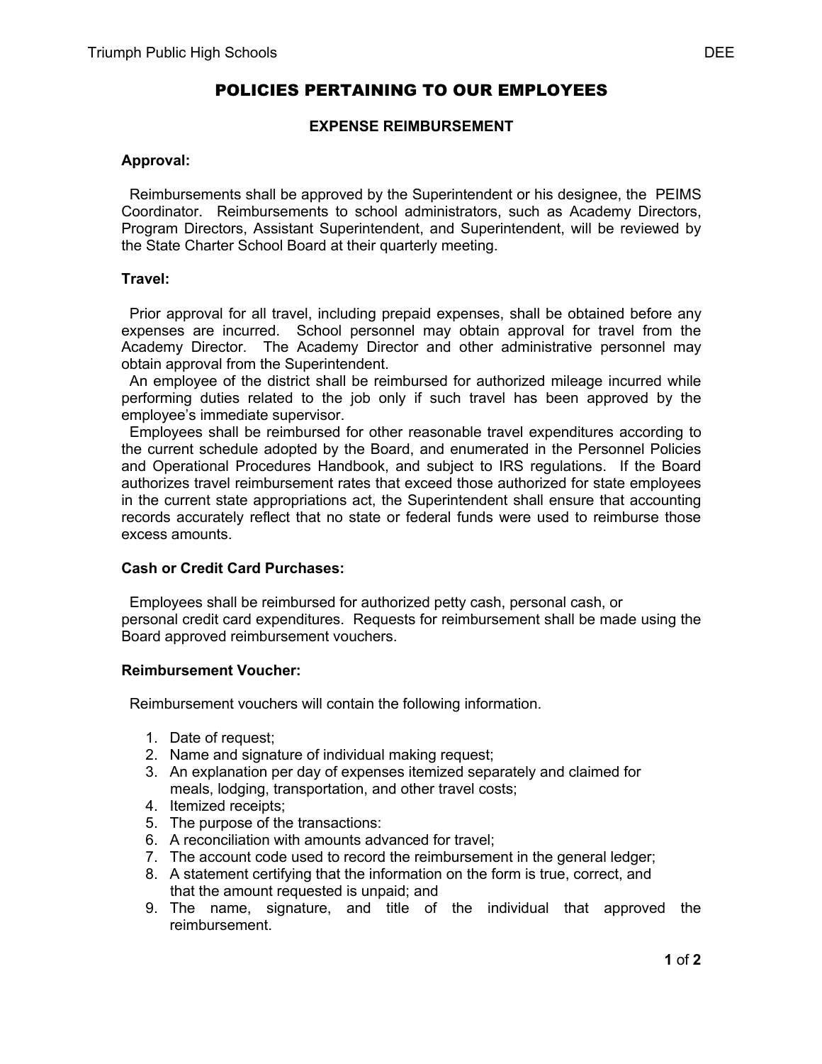# POLICIES PERTAINING TO OUR EMPLOYEES

## EXPENSE REIMBURSEMENT

**Approval:**

Reimbursements shall be approved by the Superintendent or his designee, the PEIMS Coordinator. Reimbursements to school administrators, such as Academy Directors, Program Directors, Assistant Superintendent, and Superintendent, will be reviewed by the State Charter School Board at their quarterly meeting.

**Travel:**

Prior approval for all travel, including prepaid expenses, shall be obtained before any expenses are incurred. School personnel may obtain approval for travel from the Academy Director. The Academy Director and other administrative personnel may obtain approval from the Superintendent.

An employee of the district shall be reimbursed for authorized mileage incurred while performing duties related to the job only if such travel has been approved by the employee's immediate supervisor.

Employees shall be reimbursed for other reasonable travel expenditures according to the current schedule adopted by the Board, and enumerated in the Personnel Policies and Operational Procedures Handbook, and subject to IRS regulations. If the Board authorizes travel reimbursement rates that exceed those authorized for state employees in the current state appropriations act, the Superintendent shall ensure that accounting records accurately reflect that no state or federal funds were used to reimburse those excess amounts.

**Cash or Credit Card Purchases:**

Employees shall be reimbursed for authorized petty cash, personal cash, or personal credit card expenditures. Requests for reimbursement shall be made using the Board approved reimbursement vouchers.

**Reimbursement Voucher:**

Reimbursement vouchers will contain the following information.

1. Date of request;
2. Name and signature of individual making request;
3. An explanation per day of expenses itemized separately and claimed for meals, lodging, transportation, and other travel costs;
4. Itemized receipts;
5. The purpose of the transactions:
6. A reconciliation with amounts advanced for travel;
7. The account code used to record the reimbursement in the general ledger;
8. A statement certifying that the information on the form is true, correct, and that the amount requested is unpaid; and
9. The name, signature, and title of the individual that approved the reimbursement.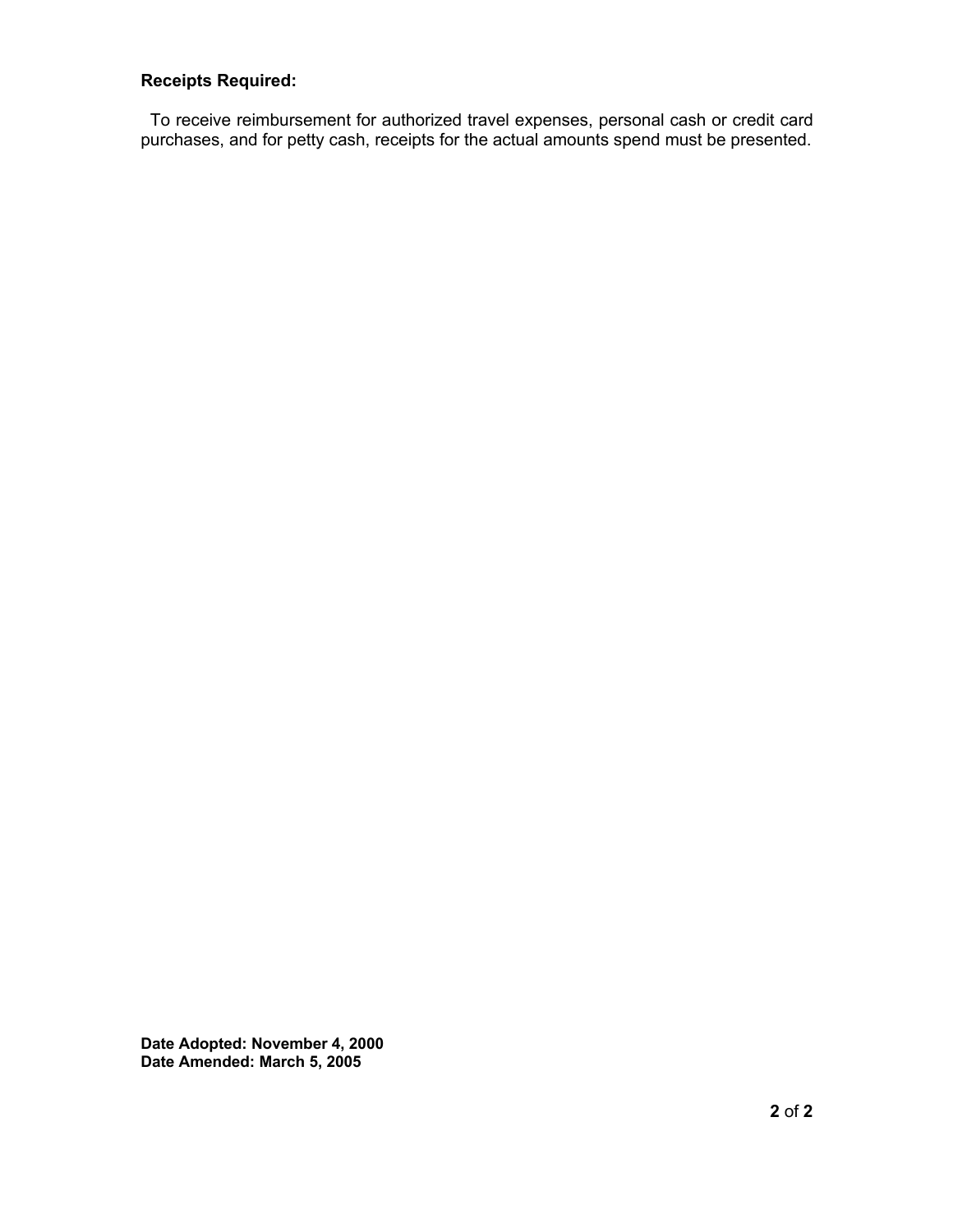**Receipts Required:**

To receive reimbursement for authorized travel expenses, personal cash or credit card purchases, and for petty cash, receipts for the actual amounts spend must be presented.

**Date Adopted: November 4, 2000**
**Date Amended: March 5, 2005**